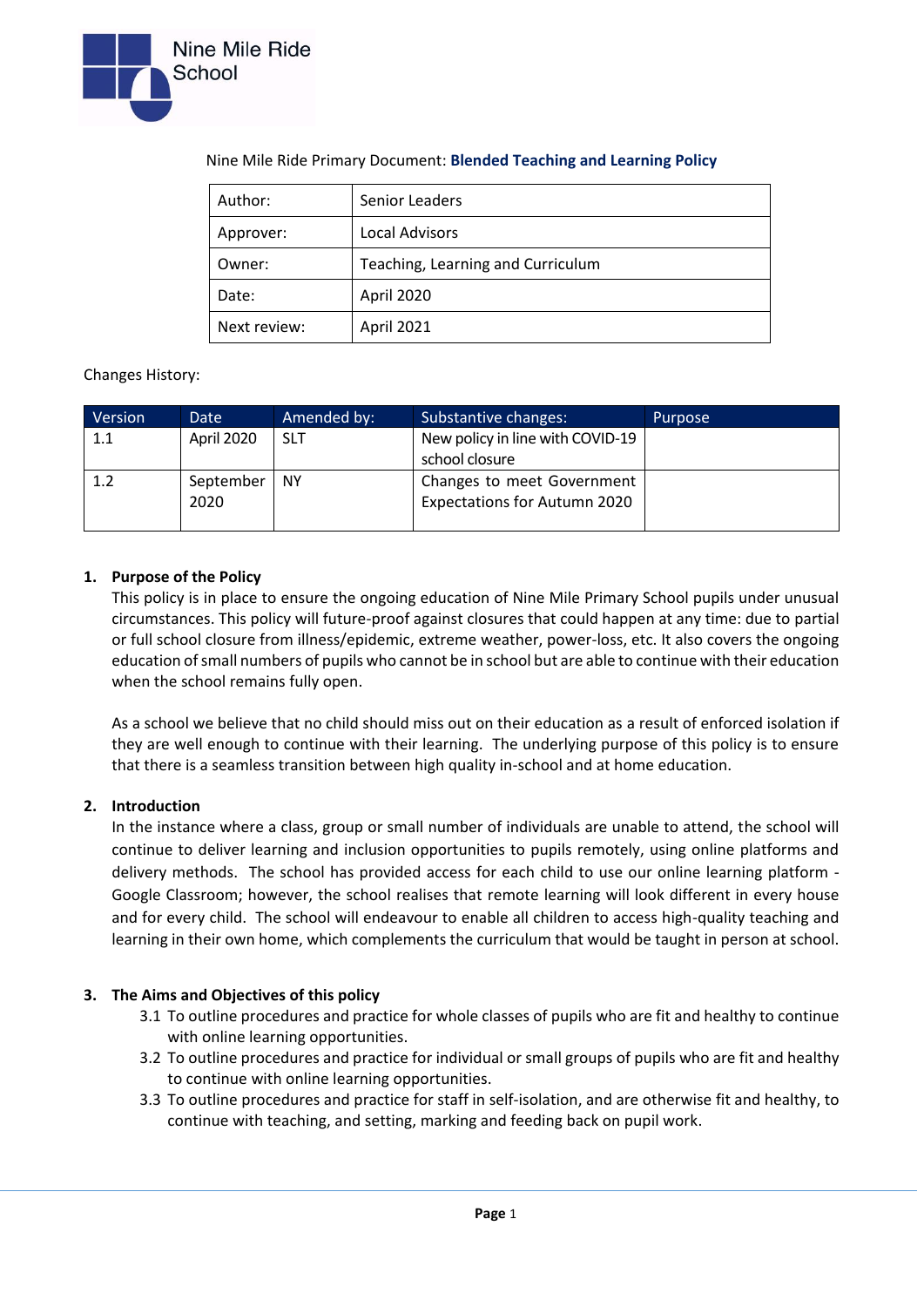Nine Mile Ride School

Nine Mile Ride Primary Document: **Blended Teaching and Learning Policy**

| | |
|---|---|
| Author: | Senior Leaders |
| Approver: | Local Advisors |
| Owner: | Teaching, Learning and Curriculum |
| Date: | April 2020 |
| Next review: | April 2021 |

Changes History:

| Version | Date | Amended by: | Substantive changes: | Purpose |
|---|---|---|---|---|
| 1.1 | April 2020 | SLT | New policy in line with COVID-19 school closure | |
| 1.2 | September 2020 | NY | Changes to meet Government Expectations for Autumn 2020 | |

## 1. Purpose of the Policy

This policy is in place to ensure the ongoing education of Nine Mile Primary School pupils under unusual circumstances. This policy will future-proof against closures that could happen at any time: due to partial or full school closure from illness/epidemic, extreme weather, power-loss, etc. It also covers the ongoing education of small numbers of pupils who cannot be in school but are able to continue with their education when the school remains fully open.

As a school we believe that no child should miss out on their education as a result of enforced isolation if they are well enough to continue with their learning. The underlying purpose of this policy is to ensure that there is a seamless transition between high quality in-school and at home education.

## 2. Introduction

In the instance where a class, group or small number of individuals are unable to attend, the school will continue to deliver learning and inclusion opportunities to pupils remotely, using online platforms and delivery methods. The school has provided access for each child to use our online learning platform - Google Classroom; however, the school realises that remote learning will look different in every house and for every child. The school will endeavour to enable all children to access high-quality teaching and learning in their own home, which complements the curriculum that would be taught in person at school.

## 3. The Aims and Objectives of this policy

3.1 To outline procedures and practice for whole classes of pupils who are fit and healthy to continue with online learning opportunities.

3.2 To outline procedures and practice for individual or small groups of pupils who are fit and healthy to continue with online learning opportunities.

3.3 To outline procedures and practice for staff in self-isolation, and are otherwise fit and healthy, to continue with teaching, and setting, marking and feeding back on pupil work.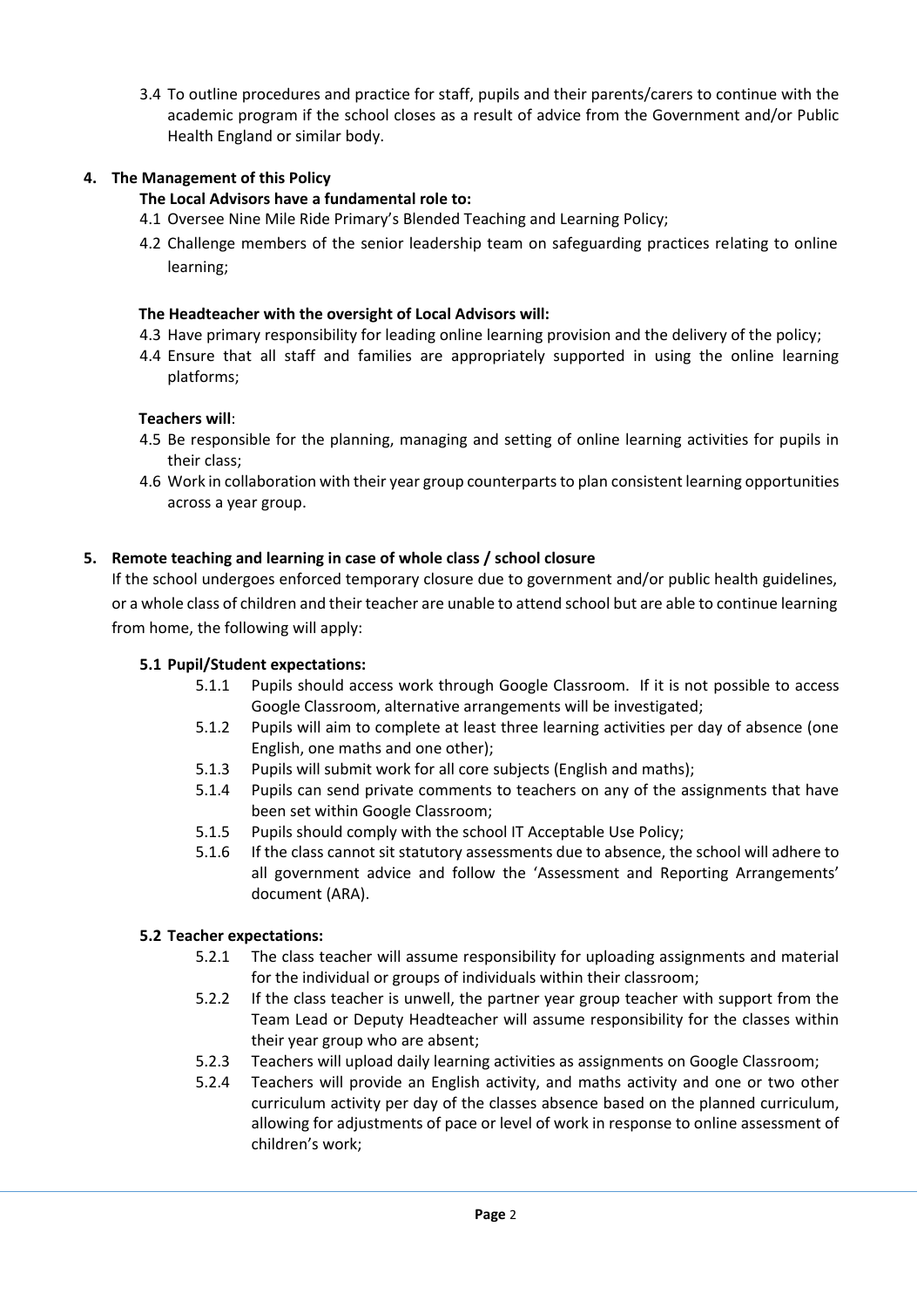3.4 To outline procedures and practice for staff, pupils and their parents/carers to continue with the academic program if the school closes as a result of advice from the Government and/or Public Health England or similar body.

## 4. The Management of this Policy

**The Local Advisors have a fundamental role to:**

4.1 Oversee Nine Mile Ride Primary's Blended Teaching and Learning Policy;

4.2 Challenge members of the senior leadership team on safeguarding practices relating to online learning;

**The Headteacher with the oversight of Local Advisors will:**

4.3 Have primary responsibility for leading online learning provision and the delivery of the policy;

4.4 Ensure that all staff and families are appropriately supported in using the online learning platforms;

**Teachers will**:

4.5 Be responsible for the planning, managing and setting of online learning activities for pupils in their class;

4.6 Work in collaboration with their year group counterparts to plan consistent learning opportunities across a year group.

## 5. Remote teaching and learning in case of whole class / school closure

If the school undergoes enforced temporary closure due to government and/or public health guidelines, or a whole class of children and their teacher are unable to attend school but are able to continue learning from home, the following will apply:

### 5.1 Pupil/Student expectations:

5.1.1 Pupils should access work through Google Classroom. If it is not possible to access Google Classroom, alternative arrangements will be investigated;

5.1.2 Pupils will aim to complete at least three learning activities per day of absence (one English, one maths and one other);

5.1.3 Pupils will submit work for all core subjects (English and maths);

5.1.4 Pupils can send private comments to teachers on any of the assignments that have been set within Google Classroom;

5.1.5 Pupils should comply with the school IT Acceptable Use Policy;

5.1.6 If the class cannot sit statutory assessments due to absence, the school will adhere to all government advice and follow the 'Assessment and Reporting Arrangements' document (ARA).

### 5.2 Teacher expectations:

5.2.1 The class teacher will assume responsibility for uploading assignments and material for the individual or groups of individuals within their classroom;

5.2.2 If the class teacher is unwell, the partner year group teacher with support from the Team Lead or Deputy Headteacher will assume responsibility for the classes within their year group who are absent;

5.2.3 Teachers will upload daily learning activities as assignments on Google Classroom;

5.2.4 Teachers will provide an English activity, and maths activity and one or two other curriculum activity per day of the classes absence based on the planned curriculum, allowing for adjustments of pace or level of work in response to online assessment of children's work;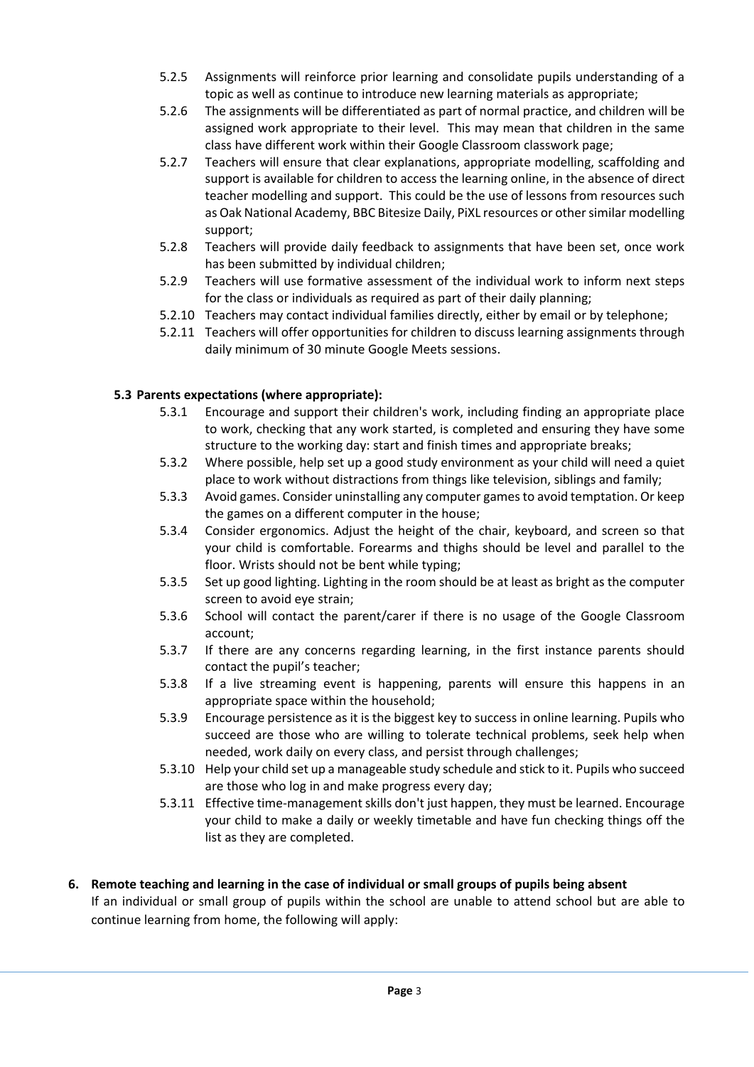5.2.5 Assignments will reinforce prior learning and consolidate pupils understanding of a topic as well as continue to introduce new learning materials as appropriate;

5.2.6 The assignments will be differentiated as part of normal practice, and children will be assigned work appropriate to their level. This may mean that children in the same class have different work within their Google Classroom classwork page;

5.2.7 Teachers will ensure that clear explanations, appropriate modelling, scaffolding and support is available for children to access the learning online, in the absence of direct teacher modelling and support. This could be the use of lessons from resources such as Oak National Academy, BBC Bitesize Daily, PiXL resources or other similar modelling support;

5.2.8 Teachers will provide daily feedback to assignments that have been set, once work has been submitted by individual children;

5.2.9 Teachers will use formative assessment of the individual work to inform next steps for the class or individuals as required as part of their daily planning;

5.2.10 Teachers may contact individual families directly, either by email or by telephone;

5.2.11 Teachers will offer opportunities for children to discuss learning assignments through daily minimum of 30 minute Google Meets sessions.

### 5.3 Parents expectations (where appropriate):

5.3.1 Encourage and support their children's work, including finding an appropriate place to work, checking that any work started, is completed and ensuring they have some structure to the working day: start and finish times and appropriate breaks;

5.3.2 Where possible, help set up a good study environment as your child will need a quiet place to work without distractions from things like television, siblings and family;

5.3.3 Avoid games. Consider uninstalling any computer games to avoid temptation. Or keep the games on a different computer in the house;

5.3.4 Consider ergonomics. Adjust the height of the chair, keyboard, and screen so that your child is comfortable. Forearms and thighs should be level and parallel to the floor. Wrists should not be bent while typing;

5.3.5 Set up good lighting. Lighting in the room should be at least as bright as the computer screen to avoid eye strain;

5.3.6 School will contact the parent/carer if there is no usage of the Google Classroom account;

5.3.7 If there are any concerns regarding learning, in the first instance parents should contact the pupil's teacher;

5.3.8 If a live streaming event is happening, parents will ensure this happens in an appropriate space within the household;

5.3.9 Encourage persistence as it is the biggest key to success in online learning. Pupils who succeed are those who are willing to tolerate technical problems, seek help when needed, work daily on every class, and persist through challenges;

5.3.10 Help your child set up a manageable study schedule and stick to it. Pupils who succeed are those who log in and make progress every day;

5.3.11 Effective time-management skills don't just happen, they must be learned. Encourage your child to make a daily or weekly timetable and have fun checking things off the list as they are completed.

## 6. Remote teaching and learning in the case of individual or small groups of pupils being absent

If an individual or small group of pupils within the school are unable to attend school but are able to continue learning from home, the following will apply: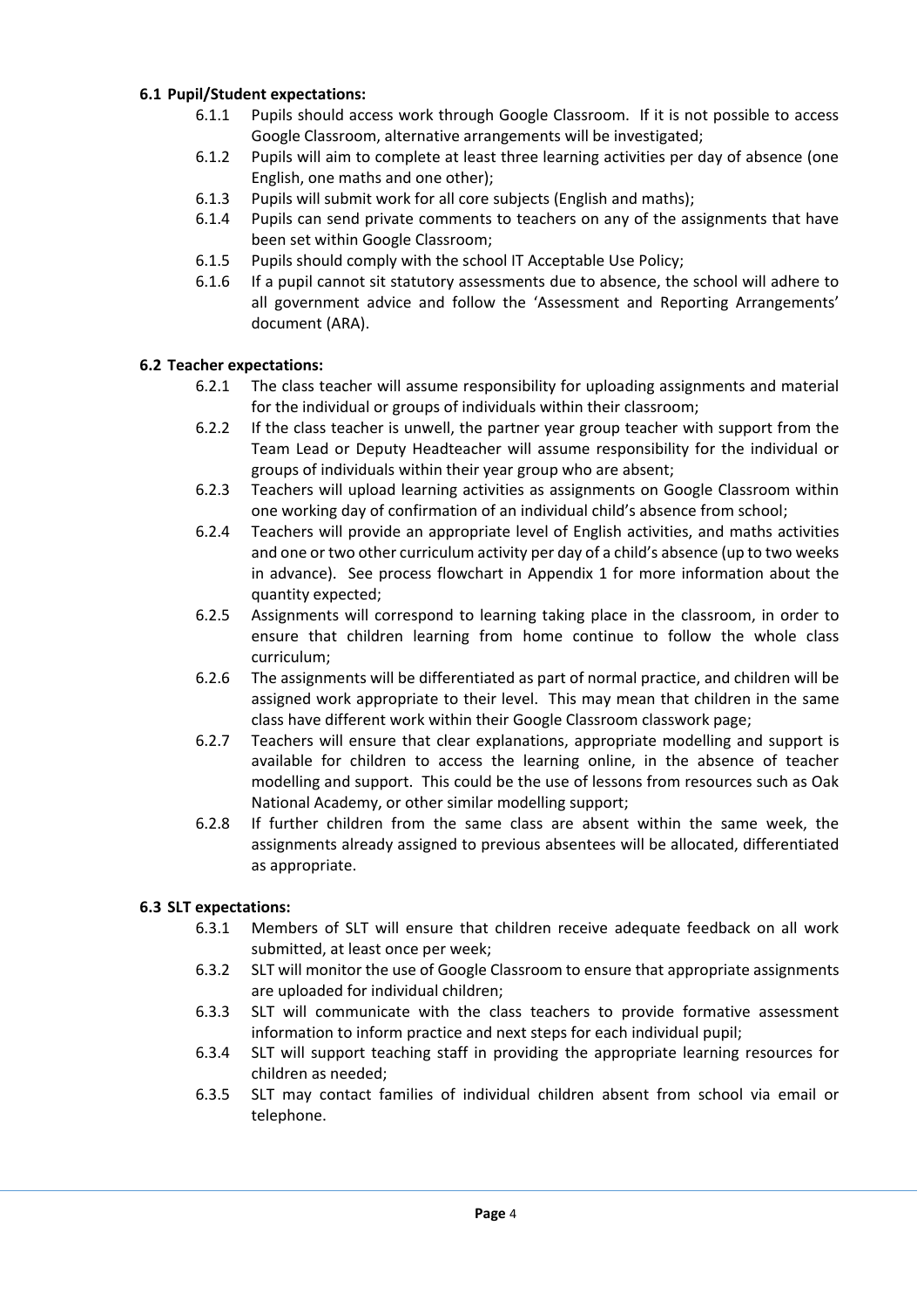### 6.1 Pupil/Student expectations:

- 6.1.1 Pupils should access work through Google Classroom. If it is not possible to access Google Classroom, alternative arrangements will be investigated;
- 6.1.2 Pupils will aim to complete at least three learning activities per day of absence (one English, one maths and one other);
- 6.1.3 Pupils will submit work for all core subjects (English and maths);
- 6.1.4 Pupils can send private comments to teachers on any of the assignments that have been set within Google Classroom;
- 6.1.5 Pupils should comply with the school IT Acceptable Use Policy;
- 6.1.6 If a pupil cannot sit statutory assessments due to absence, the school will adhere to all government advice and follow the 'Assessment and Reporting Arrangements' document (ARA).

### 6.2 Teacher expectations:

- 6.2.1 The class teacher will assume responsibility for uploading assignments and material for the individual or groups of individuals within their classroom;
- 6.2.2 If the class teacher is unwell, the partner year group teacher with support from the Team Lead or Deputy Headteacher will assume responsibility for the individual or groups of individuals within their year group who are absent;
- 6.2.3 Teachers will upload learning activities as assignments on Google Classroom within one working day of confirmation of an individual child's absence from school;
- 6.2.4 Teachers will provide an appropriate level of English activities, and maths activities and one or two other curriculum activity per day of a child's absence (up to two weeks in advance). See process flowchart in Appendix 1 for more information about the quantity expected;
- 6.2.5 Assignments will correspond to learning taking place in the classroom, in order to ensure that children learning from home continue to follow the whole class curriculum;
- 6.2.6 The assignments will be differentiated as part of normal practice, and children will be assigned work appropriate to their level. This may mean that children in the same class have different work within their Google Classroom classwork page;
- 6.2.7 Teachers will ensure that clear explanations, appropriate modelling and support is available for children to access the learning online, in the absence of teacher modelling and support. This could be the use of lessons from resources such as Oak National Academy, or other similar modelling support;
- 6.2.8 If further children from the same class are absent within the same week, the assignments already assigned to previous absentees will be allocated, differentiated as appropriate.

### 6.3 SLT expectations:

- 6.3.1 Members of SLT will ensure that children receive adequate feedback on all work submitted, at least once per week;
- 6.3.2 SLT will monitor the use of Google Classroom to ensure that appropriate assignments are uploaded for individual children;
- 6.3.3 SLT will communicate with the class teachers to provide formative assessment information to inform practice and next steps for each individual pupil;
- 6.3.4 SLT will support teaching staff in providing the appropriate learning resources for children as needed;
- 6.3.5 SLT may contact families of individual children absent from school via email or telephone.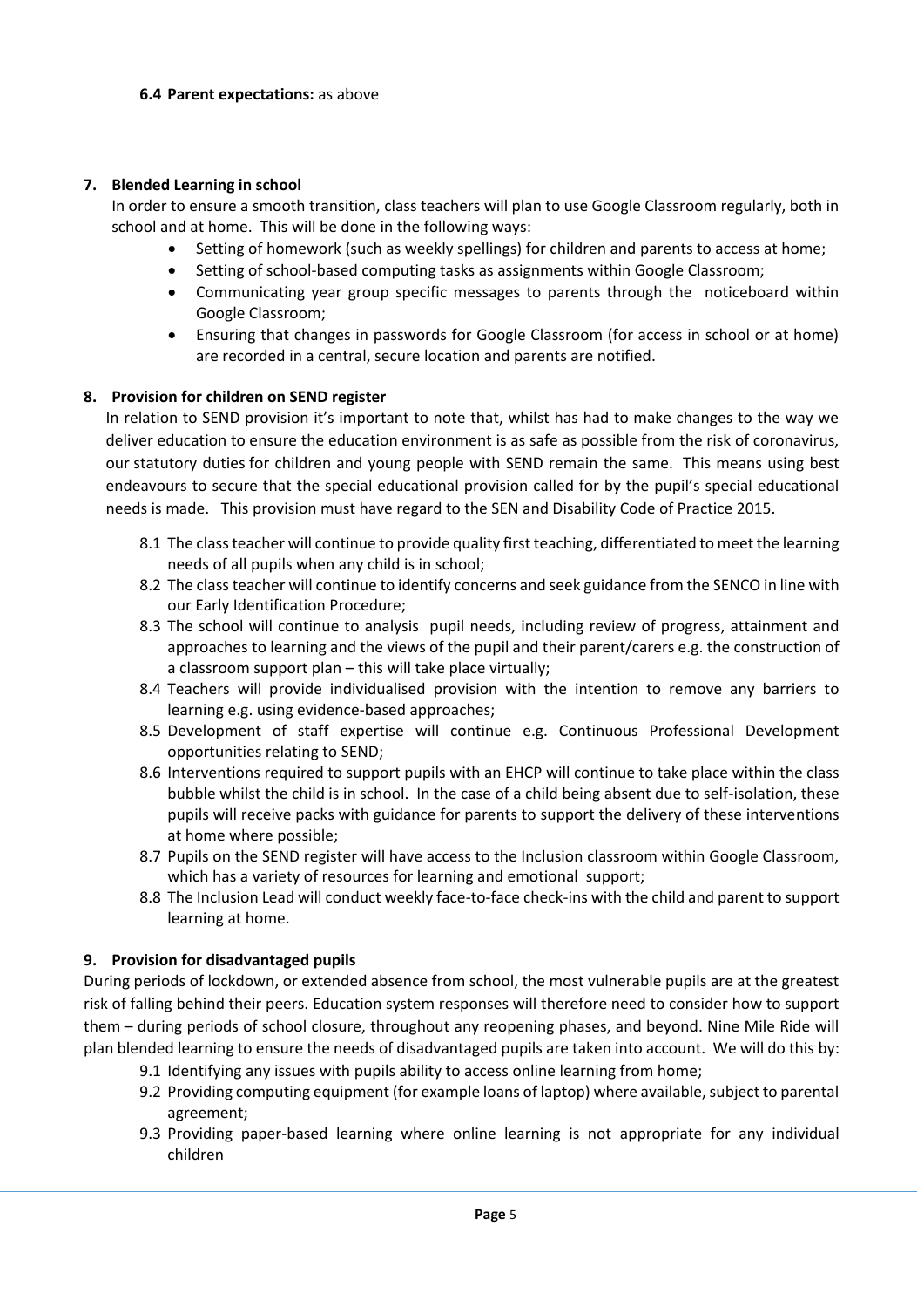**6.4 Parent expectations:** as above

## 7. Blended Learning in school

In order to ensure a smooth transition, class teachers will plan to use Google Classroom regularly, both in school and at home. This will be done in the following ways:

- Setting of homework (such as weekly spellings) for children and parents to access at home;
- Setting of school-based computing tasks as assignments within Google Classroom;
- Communicating year group specific messages to parents through the noticeboard within Google Classroom;
- Ensuring that changes in passwords for Google Classroom (for access in school or at home) are recorded in a central, secure location and parents are notified.

## 8. Provision for children on SEND register

In relation to SEND provision it's important to note that, whilst has had to make changes to the way we deliver education to ensure the education environment is as safe as possible from the risk of coronavirus, our statutory duties for children and young people with SEND remain the same. This means using best endeavours to secure that the special educational provision called for by the pupil's special educational needs is made. This provision must have regard to the SEN and Disability Code of Practice 2015.

8.1 The class teacher will continue to provide quality first teaching, differentiated to meet the learning needs of all pupils when any child is in school;

8.2 The class teacher will continue to identify concerns and seek guidance from the SENCO in line with our Early Identification Procedure;

8.3 The school will continue to analysis pupil needs, including review of progress, attainment and approaches to learning and the views of the pupil and their parent/carers e.g. the construction of a classroom support plan – this will take place virtually;

8.4 Teachers will provide individualised provision with the intention to remove any barriers to learning e.g. using evidence-based approaches;

8.5 Development of staff expertise will continue e.g. Continuous Professional Development opportunities relating to SEND;

8.6 Interventions required to support pupils with an EHCP will continue to take place within the class bubble whilst the child is in school. In the case of a child being absent due to self-isolation, these pupils will receive packs with guidance for parents to support the delivery of these interventions at home where possible;

8.7 Pupils on the SEND register will have access to the Inclusion classroom within Google Classroom, which has a variety of resources for learning and emotional support;

8.8 The Inclusion Lead will conduct weekly face-to-face check-ins with the child and parent to support learning at home.

## 9. Provision for disadvantaged pupils

During periods of lockdown, or extended absence from school, the most vulnerable pupils are at the greatest risk of falling behind their peers. Education system responses will therefore need to consider how to support them – during periods of school closure, throughout any reopening phases, and beyond. Nine Mile Ride will plan blended learning to ensure the needs of disadvantaged pupils are taken into account. We will do this by:

9.1 Identifying any issues with pupils ability to access online learning from home;

9.2 Providing computing equipment (for example loans of laptop) where available, subject to parental agreement;

9.3 Providing paper-based learning where online learning is not appropriate for any individual children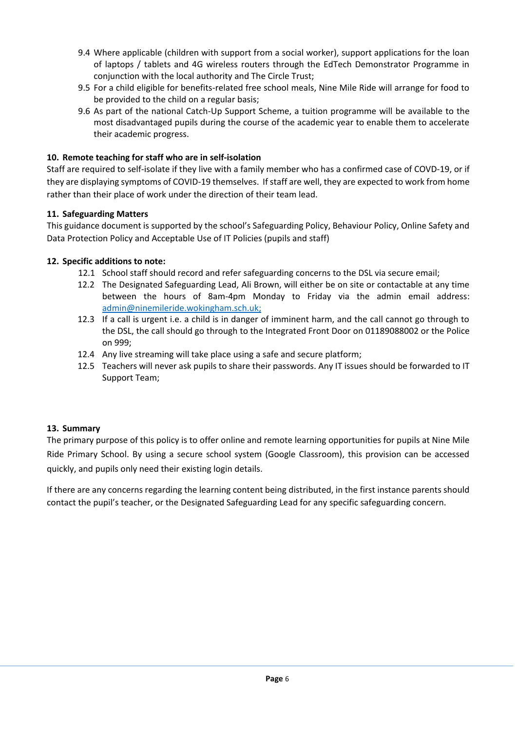9.4 Where applicable (children with support from a social worker), support applications for the loan of laptops / tablets and 4G wireless routers through the EdTech Demonstrator Programme in conjunction with the local authority and The Circle Trust;

9.5 For a child eligible for benefits-related free school meals, Nine Mile Ride will arrange for food to be provided to the child on a regular basis;

9.6 As part of the national Catch-Up Support Scheme, a tuition programme will be available to the most disadvantaged pupils during the course of the academic year to enable them to accelerate their academic progress.

**10. Remote teaching for staff who are in self-isolation**

Staff are required to self-isolate if they live with a family member who has a confirmed case of COVD-19, or if they are displaying symptoms of COVID-19 themselves. If staff are well, they are expected to work from home rather than their place of work under the direction of their team lead.

**11. Safeguarding Matters**

This guidance document is supported by the school's Safeguarding Policy, Behaviour Policy, Online Safety and Data Protection Policy and Acceptable Use of IT Policies (pupils and staff)

**12. Specific additions to note:**

12.1 School staff should record and refer safeguarding concerns to the DSL via secure email;

12.2 The Designated Safeguarding Lead, Ali Brown, will either be on site or contactable at any time between the hours of 8am-4pm Monday to Friday via the admin email address: admin@ninemileride.wokingham.sch.uk;

12.3 If a call is urgent i.e. a child is in danger of imminent harm, and the call cannot go through to the DSL, the call should go through to the Integrated Front Door on 01189088002 or the Police on 999;

12.4 Any live streaming will take place using a safe and secure platform;

12.5 Teachers will never ask pupils to share their passwords. Any IT issues should be forwarded to IT Support Team;

**13. Summary**

The primary purpose of this policy is to offer online and remote learning opportunities for pupils at Nine Mile Ride Primary School. By using a secure school system (Google Classroom), this provision can be accessed quickly, and pupils only need their existing login details.

If there are any concerns regarding the learning content being distributed, in the first instance parents should contact the pupil's teacher, or the Designated Safeguarding Lead for any specific safeguarding concern.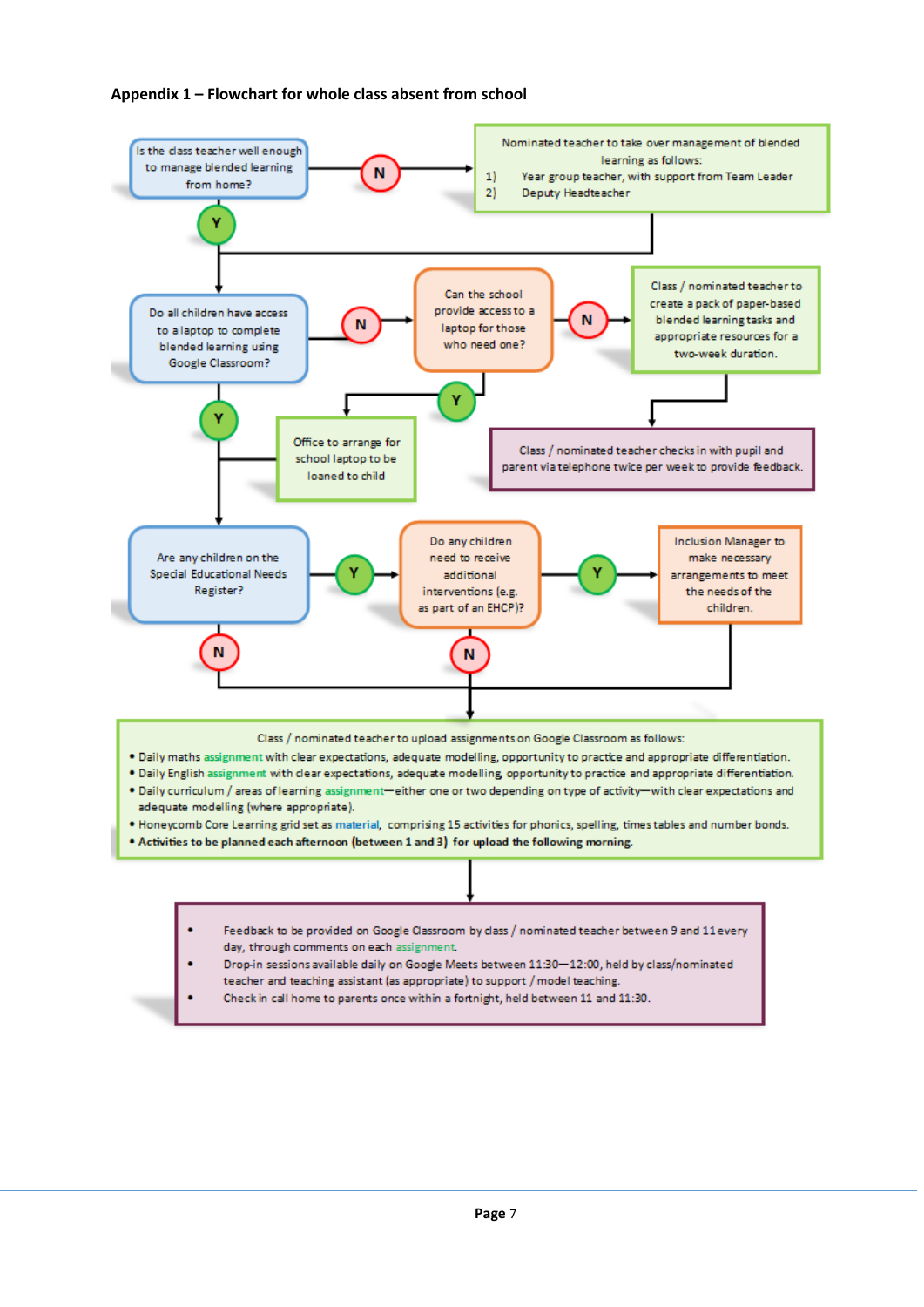**Appendix 1 – Flowchart for whole class absent from school**

Is the class teacher well enough to manage blended learning from home?

- **N** → Nominated teacher to take over management of blended learning as follows:
  1) Year group teacher, with support from Team Leader
  2) Deputy Headteacher
- **Y** → continue

Do all children have access to a laptop to complete blended learning using Google Classroom?

- **N** → Can the school provide access to a laptop for those who need one?
  - **N** → Class / nominated teacher to create a pack of paper-based blended learning tasks and appropriate resources for a two-week duration. → Class / nominated teacher checks in with pupil and parent via telephone twice per week to provide feedback.
  - **Y** → Office to arrange for school laptop to be loaned to child
- **Y** → continue

Are any children on the Special Educational Needs Register?

- **Y** → Do any children need to receive additional interventions (e.g. as part of an EHCP)?
  - **Y** → Inclusion Manager to make necessary arrangements to meet the needs of the children.
  - **N** → continue
- **N** → continue

Class / nominated teacher to upload assignments on Google Classroom as follows:

- Daily maths assignment with clear expectations, adequate modelling, opportunity to practice and appropriate differentiation.
- Daily English assignment with clear expectations, adequate modelling, opportunity to practice and appropriate differentiation.
- Daily curriculum / areas of learning assignment—either one or two depending on type of activity—with clear expectations and adequate modelling (where appropriate).
- Honeycomb Core Learning grid set as material, comprising 15 activities for phonics, spelling, times tables and number bonds.
- **Activities to be planned each afternoon (between 1 and 3) for upload the following morning.**

↓

- Feedback to be provided on Google Classroom by class / nominated teacher between 9 and 11 every day, through comments on each assignment.
- Drop-in sessions available daily on Google Meets between 11:30—12:00, held by class/nominated teacher and teaching assistant (as appropriate) to support / model teaching.
- Check in call home to parents once within a fortnight, held between 11 and 11:30.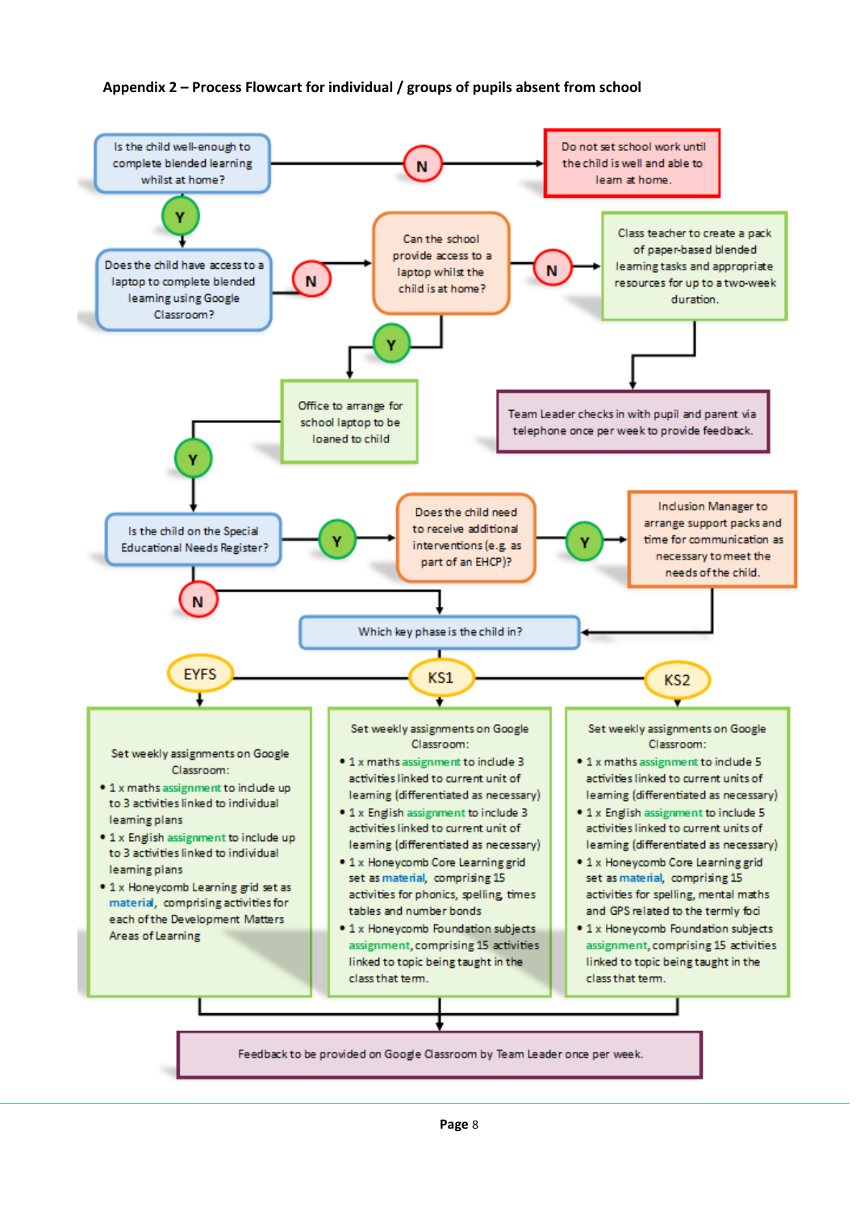**Appendix 2 – Process Flowcart for individual / groups of pupils absent from school**

Is the child well-enough to complete blended learning whilst at home?

N

Do not set school work until the child is well and able to learn at home.

Y

Does the child have access to a laptop to complete blended learning using Google Classroom?

N

Can the school provide access to a laptop whilst the child is at home?

N

Class teacher to create a pack of paper-based blended learning tasks and appropriate resources for up to a two-week duration.

Team Leader checks in with pupil and parent via telephone once per week to provide feedback.

Y

Office to arrange for school laptop to be loaned to child

Y

Is the child on the Special Educational Needs Register?

Y

Does the child need to receive additional interventions (e.g. as part of an EHCP)?

Y

Inclusion Manager to arrange support packs and time for communication as necessary to meet the needs of the child.

N

Which key phase is the child in?

EYFS

Set weekly assignments on Google Classroom:

- 1 x maths assignment to include up to 3 activities linked to individual learning plans
- 1 x English assignment to include up to 3 activities linked to individual learning plans
- 1 x Honeycomb Learning grid set as material, comprising activities for each of the Development Matters Areas of Learning

KS1

Set weekly assignments on Google Classroom:

- 1 x maths assignment to include 3 activities linked to current unit of learning (differentiated as necessary)
- 1 x English assignment to include 3 activities linked to current unit of learning (differentiated as necessary)
- 1 x Honeycomb Core Learning grid set as material, comprising 15 activities for phonics, spelling, times tables and number bonds
- 1 x Honeycomb Foundation subjects assignment, comprising 15 activities linked to topic being taught in the class that term.

KS2

Set weekly assignments on Google Classroom:

- 1 x maths assignment to include 5 activities linked to current units of learning (differentiated as necessary)
- 1 x English assignment to include 5 activities linked to current units of learning (differentiated as necessary)
- 1 x Honeycomb Core Learning grid set as material, comprising 15 activities for spelling, mental maths and GPS related to the termly foci
- 1 x Honeycomb Foundation subjects assignment, comprising 15 activities linked to topic being taught in the class that term.

Feedback to be provided on Google Classroom by Team Leader once per week.